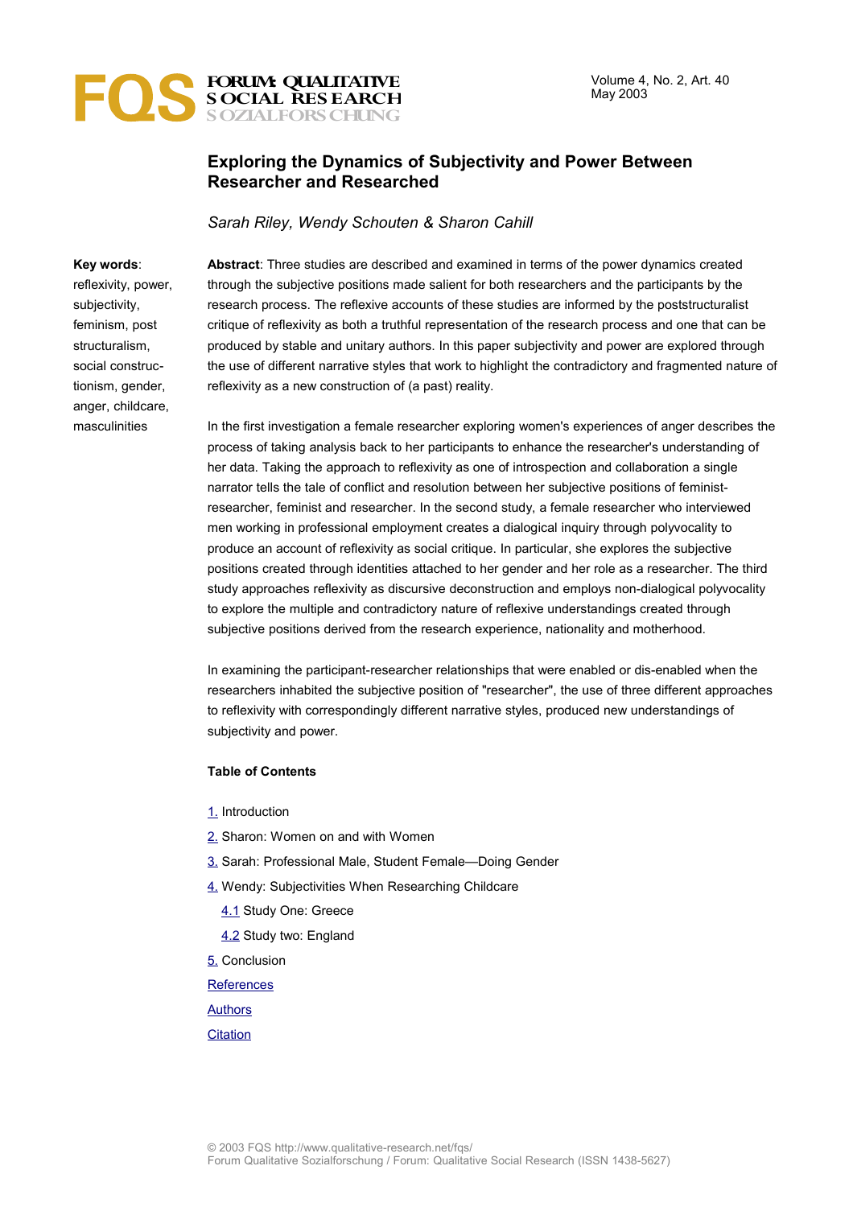# Exploring the Dynamics of Subjectivity and Power Between Researcher and Researched

*Sarah Riley, Wendy Schouten & Sharon Cahill*

**Key words**: reflexivity, power, subjectivity, feminism, post structuralism, social constructionism, gender, anger, childcare, masculinities

**Abstract**: Three studies are described and examined in terms of the power dynamics created through the subjective positions made salient for both researchers and the participants by the research process. The reflexive accounts of these studies are informed by the poststructuralist critique of reflexivity as both a truthful representation of the research process and one that can be produced by stable and unitary authors. In this paper subjectivity and power are explored through the use of different narrative styles that work to highlight the contradictory and fragmented nature of reflexivity as a new construction of (a past) reality.

In the first investigation a female researcher exploring women's experiences of anger describes the process of taking analysis back to her participants to enhance the researcher's understanding of her data. Taking the approach to reflexivity as one of introspection and collaboration a single narrator tells the tale of conflict and resolution between her subjective positions of feminist-researcher, feminist and researcher. In the second study, a female researcher who interviewed men working in professional employment creates a dialogical inquiry through polyvocality to produce an account of reflexivity as social critique. In particular, she explores the subjective positions created through identities attached to her gender and her role as a researcher. The third study approaches reflexivity as discursive deconstruction and employs non-dialogical polyvocality to explore the multiple and contradictory nature of reflexive understandings created through subjective positions derived from the research experience, nationality and motherhood.

In examining the participant-researcher relationships that were enabled or dis-enabled when the researchers inhabited the subjective position of "researcher", the use of three different approaches to reflexivity with correspondingly different narrative styles, produced new understandings of subjectivity and power.

**Table of Contents**

1. Introduction
2. Sharon: Women on and with Women
3. Sarah: Professional Male, Student Female—Doing Gender
4. Wendy: Subjectivities When Researching Childcare
   - 4.1 Study One: Greece
   - 4.2 Study two: England
5. Conclusion

References

Authors

Citation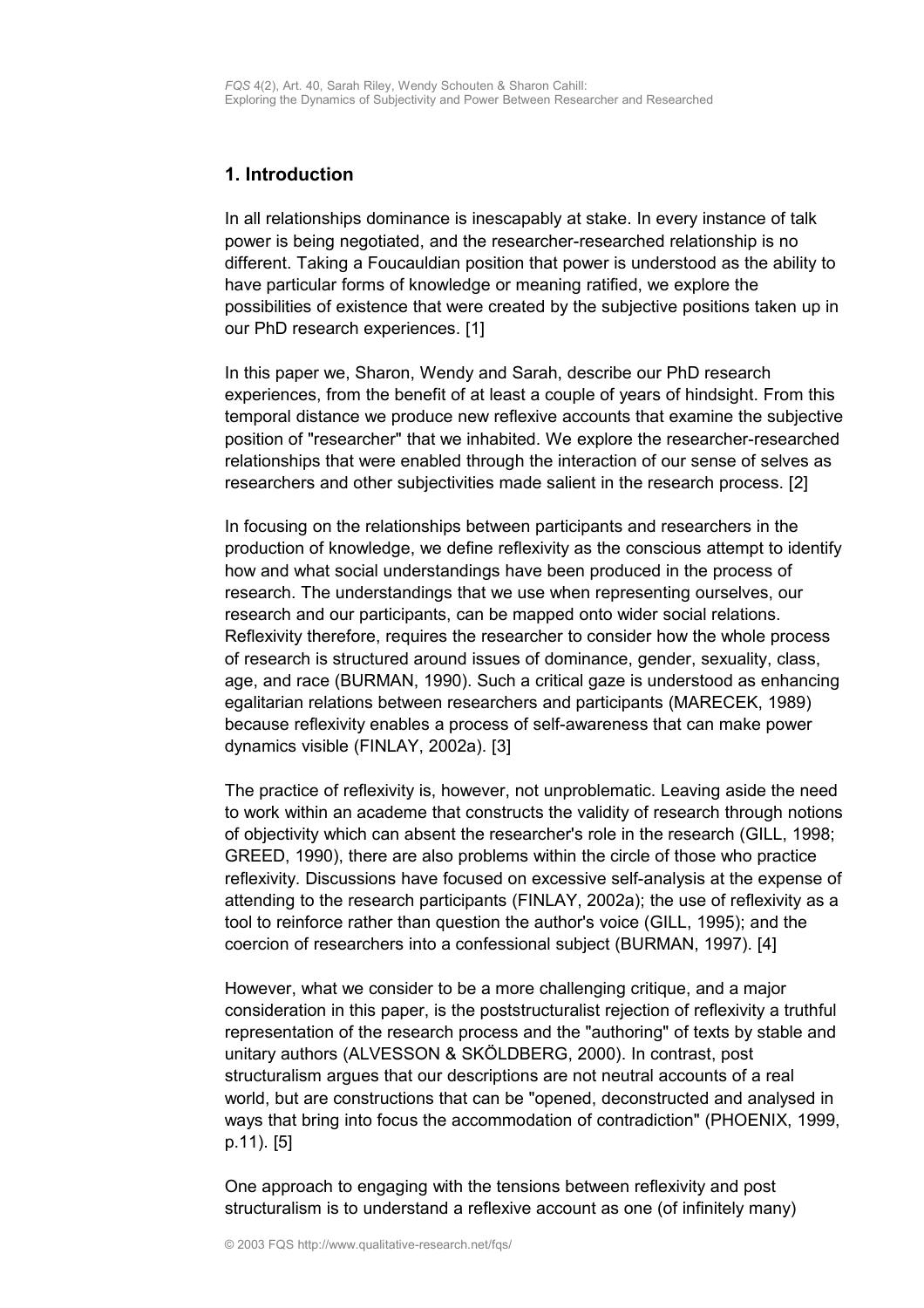## 1. Introduction

In all relationships dominance is inescapably at stake. In every instance of talk power is being negotiated, and the researcher-researched relationship is no different. Taking a Foucauldian position that power is understood as the ability to have particular forms of knowledge or meaning ratified, we explore the possibilities of existence that were created by the subjective positions taken up in our PhD research experiences. [1]

In this paper we, Sharon, Wendy and Sarah, describe our PhD research experiences, from the benefit of at least a couple of years of hindsight. From this temporal distance we produce new reflexive accounts that examine the subjective position of "researcher" that we inhabited. We explore the researcher-researched relationships that were enabled through the interaction of our sense of selves as researchers and other subjectivities made salient in the research process. [2]

In focusing on the relationships between participants and researchers in the production of knowledge, we define reflexivity as the conscious attempt to identify how and what social understandings have been produced in the process of research. The understandings that we use when representing ourselves, our research and our participants, can be mapped onto wider social relations. Reflexivity therefore, requires the researcher to consider how the whole process of research is structured around issues of dominance, gender, sexuality, class, age, and race (BURMAN, 1990). Such a critical gaze is understood as enhancing egalitarian relations between researchers and participants (MARECEK, 1989) because reflexivity enables a process of self-awareness that can make power dynamics visible (FINLAY, 2002a). [3]

The practice of reflexivity is, however, not unproblematic. Leaving aside the need to work within an academe that constructs the validity of research through notions of objectivity which can absent the researcher's role in the research (GILL, 1998; GREED, 1990), there are also problems within the circle of those who practice reflexivity. Discussions have focused on excessive self-analysis at the expense of attending to the research participants (FINLAY, 2002a); the use of reflexivity as a tool to reinforce rather than question the author's voice (GILL, 1995); and the coercion of researchers into a confessional subject (BURMAN, 1997). [4]

However, what we consider to be a more challenging critique, and a major consideration in this paper, is the poststructuralist rejection of reflexivity a truthful representation of the research process and the "authoring" of texts by stable and unitary authors (ALVESSON & SKÖLDBERG, 2000). In contrast, post structuralism argues that our descriptions are not neutral accounts of a real world, but are constructions that can be "opened, deconstructed and analysed in ways that bring into focus the accommodation of contradiction" (PHOENIX, 1999, p.11). [5]

One approach to engaging with the tensions between reflexivity and post structuralism is to understand a reflexive account as one (of infinitely many)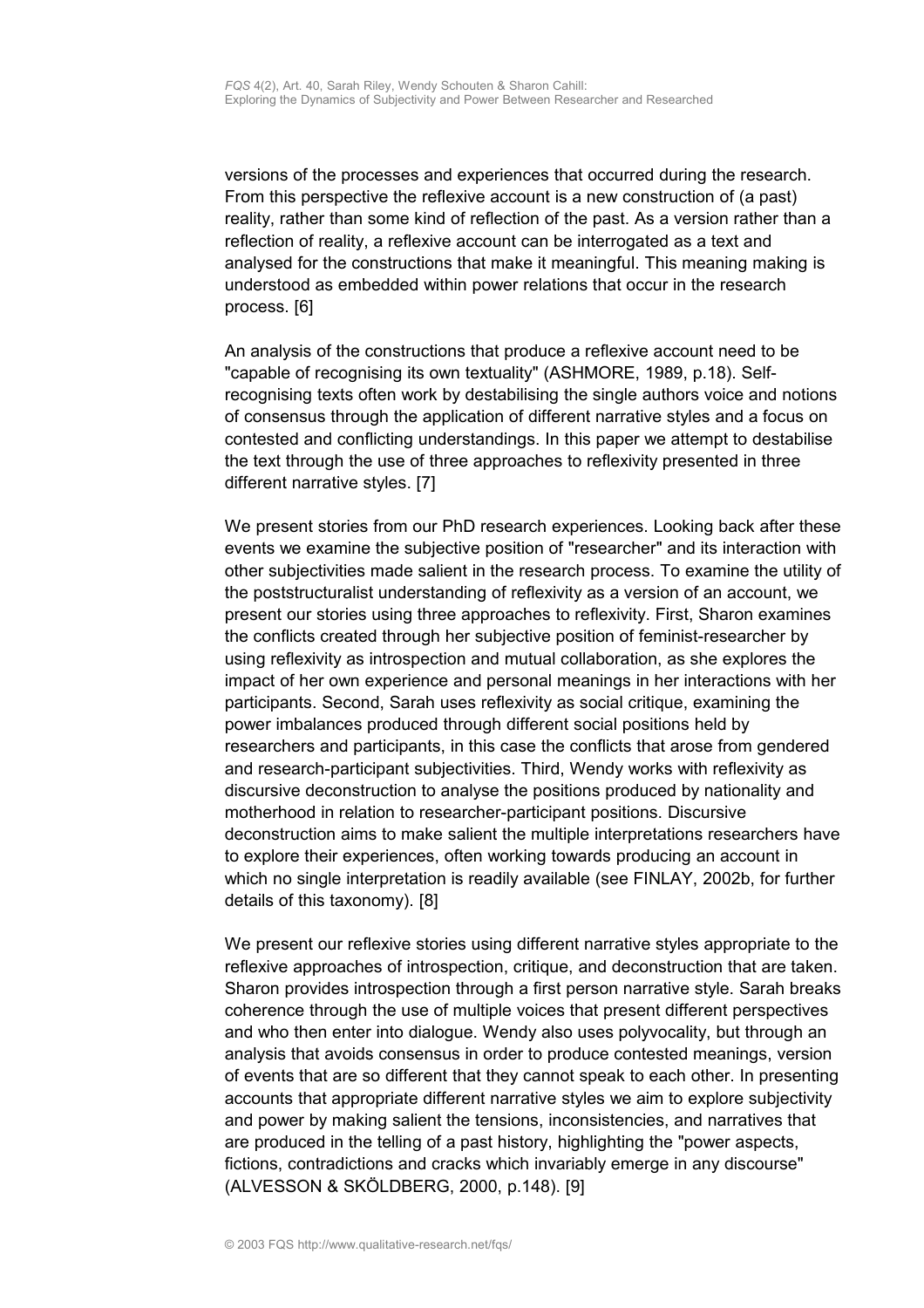versions of the processes and experiences that occurred during the research. From this perspective the reflexive account is a new construction of (a past) reality, rather than some kind of reflection of the past. As a version rather than a reflection of reality, a reflexive account can be interrogated as a text and analysed for the constructions that make it meaningful. This meaning making is understood as embedded within power relations that occur in the research process. [6]

An analysis of the constructions that produce a reflexive account need to be "capable of recognising its own textuality" (ASHMORE, 1989, p.18). Self-recognising texts often work by destabilising the single authors voice and notions of consensus through the application of different narrative styles and a focus on contested and conflicting understandings. In this paper we attempt to destabilise the text through the use of three approaches to reflexivity presented in three different narrative styles. [7]

We present stories from our PhD research experiences. Looking back after these events we examine the subjective position of "researcher" and its interaction with other subjectivities made salient in the research process. To examine the utility of the poststructuralist understanding of reflexivity as a version of an account, we present our stories using three approaches to reflexivity. First, Sharon examines the conflicts created through her subjective position of feminist-researcher by using reflexivity as introspection and mutual collaboration, as she explores the impact of her own experience and personal meanings in her interactions with her participants. Second, Sarah uses reflexivity as social critique, examining the power imbalances produced through different social positions held by researchers and participants, in this case the conflicts that arose from gendered and research-participant subjectivities. Third, Wendy works with reflexivity as discursive deconstruction to analyse the positions produced by nationality and motherhood in relation to researcher-participant positions. Discursive deconstruction aims to make salient the multiple interpretations researchers have to explore their experiences, often working towards producing an account in which no single interpretation is readily available (see FINLAY, 2002b, for further details of this taxonomy). [8]

We present our reflexive stories using different narrative styles appropriate to the reflexive approaches of introspection, critique, and deconstruction that are taken. Sharon provides introspection through a first person narrative style. Sarah breaks coherence through the use of multiple voices that present different perspectives and who then enter into dialogue. Wendy also uses polyvocality, but through an analysis that avoids consensus in order to produce contested meanings, version of events that are so different that they cannot speak to each other. In presenting accounts that appropriate different narrative styles we aim to explore subjectivity and power by making salient the tensions, inconsistencies, and narratives that are produced in the telling of a past history, highlighting the "power aspects, fictions, contradictions and cracks which invariably emerge in any discourse" (ALVESSON & SKÖLDBERG, 2000, p.148). [9]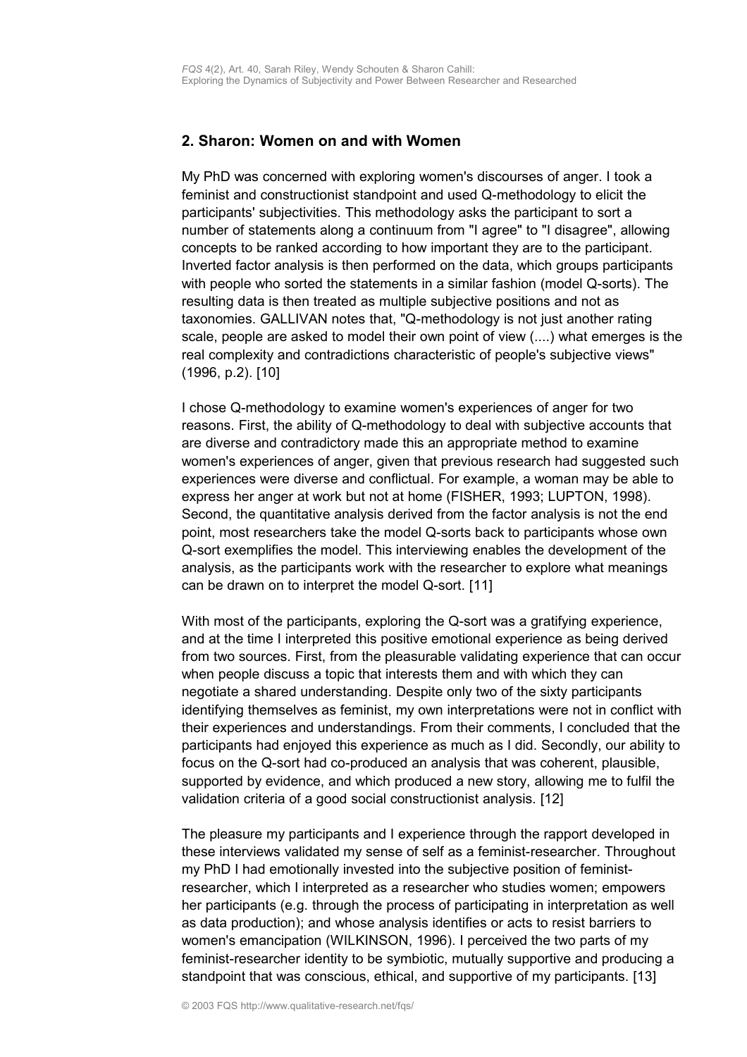## 2. Sharon: Women on and with Women

My PhD was concerned with exploring women's discourses of anger. I took a feminist and constructionist standpoint and used Q-methodology to elicit the participants' subjectivities. This methodology asks the participant to sort a number of statements along a continuum from "I agree" to "I disagree", allowing concepts to be ranked according to how important they are to the participant. Inverted factor analysis is then performed on the data, which groups participants with people who sorted the statements in a similar fashion (model Q-sorts). The resulting data is then treated as multiple subjective positions and not as taxonomies. GALLIVAN notes that, "Q-methodology is not just another rating scale, people are asked to model their own point of view (....) what emerges is the real complexity and contradictions characteristic of people's subjective views" (1996, p.2). [10]

I chose Q-methodology to examine women's experiences of anger for two reasons. First, the ability of Q-methodology to deal with subjective accounts that are diverse and contradictory made this an appropriate method to examine women's experiences of anger, given that previous research had suggested such experiences were diverse and conflictual. For example, a woman may be able to express her anger at work but not at home (FISHER, 1993; LUPTON, 1998). Second, the quantitative analysis derived from the factor analysis is not the end point, most researchers take the model Q-sorts back to participants whose own Q-sort exemplifies the model. This interviewing enables the development of the analysis, as the participants work with the researcher to explore what meanings can be drawn on to interpret the model Q-sort. [11]

With most of the participants, exploring the Q-sort was a gratifying experience, and at the time I interpreted this positive emotional experience as being derived from two sources. First, from the pleasurable validating experience that can occur when people discuss a topic that interests them and with which they can negotiate a shared understanding. Despite only two of the sixty participants identifying themselves as feminist, my own interpretations were not in conflict with their experiences and understandings. From their comments, I concluded that the participants had enjoyed this experience as much as I did. Secondly, our ability to focus on the Q-sort had co-produced an analysis that was coherent, plausible, supported by evidence, and which produced a new story, allowing me to fulfil the validation criteria of a good social constructionist analysis. [12]

The pleasure my participants and I experience through the rapport developed in these interviews validated my sense of self as a feminist-researcher. Throughout my PhD I had emotionally invested into the subjective position of feminist-researcher, which I interpreted as a researcher who studies women; empowers her participants (e.g. through the process of participating in interpretation as well as data production); and whose analysis identifies or acts to resist barriers to women's emancipation (WILKINSON, 1996). I perceived the two parts of my feminist-researcher identity to be symbiotic, mutually supportive and producing a standpoint that was conscious, ethical, and supportive of my participants. [13]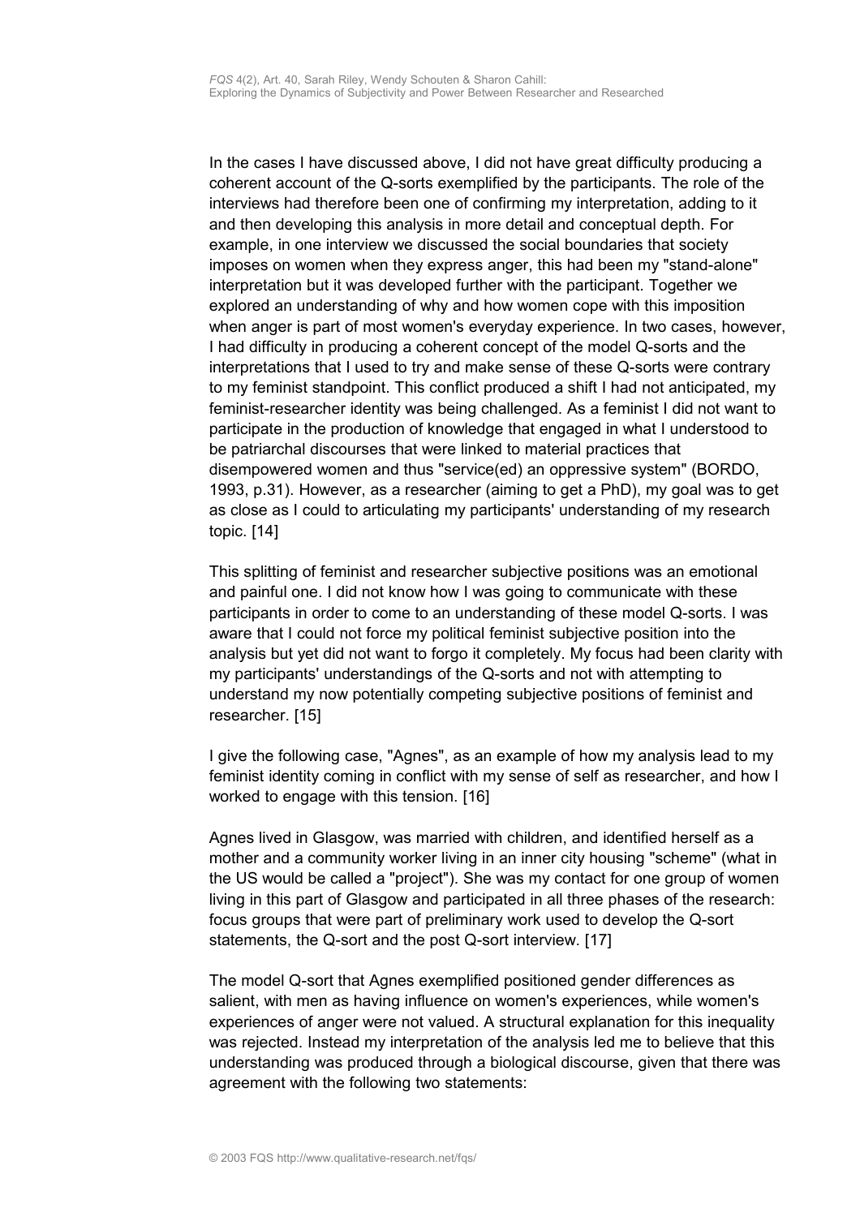In the cases I have discussed above, I did not have great difficulty producing a coherent account of the Q-sorts exemplified by the participants. The role of the interviews had therefore been one of confirming my interpretation, adding to it and then developing this analysis in more detail and conceptual depth. For example, in one interview we discussed the social boundaries that society imposes on women when they express anger, this had been my "stand-alone" interpretation but it was developed further with the participant. Together we explored an understanding of why and how women cope with this imposition when anger is part of most women's everyday experience. In two cases, however, I had difficulty in producing a coherent concept of the model Q-sorts and the interpretations that I used to try and make sense of these Q-sorts were contrary to my feminist standpoint. This conflict produced a shift I had not anticipated, my feminist-researcher identity was being challenged. As a feminist I did not want to participate in the production of knowledge that engaged in what I understood to be patriarchal discourses that were linked to material practices that disempowered women and thus "service(ed) an oppressive system" (BORDO, 1993, p.31). However, as a researcher (aiming to get a PhD), my goal was to get as close as I could to articulating my participants' understanding of my research topic. [14]

This splitting of feminist and researcher subjective positions was an emotional and painful one. I did not know how I was going to communicate with these participants in order to come to an understanding of these model Q-sorts. I was aware that I could not force my political feminist subjective position into the analysis but yet did not want to forgo it completely. My focus had been clarity with my participants' understandings of the Q-sorts and not with attempting to understand my now potentially competing subjective positions of feminist and researcher. [15]

I give the following case, "Agnes", as an example of how my analysis lead to my feminist identity coming in conflict with my sense of self as researcher, and how I worked to engage with this tension. [16]

Agnes lived in Glasgow, was married with children, and identified herself as a mother and a community worker living in an inner city housing "scheme" (what in the US would be called a "project"). She was my contact for one group of women living in this part of Glasgow and participated in all three phases of the research: focus groups that were part of preliminary work used to develop the Q-sort statements, the Q-sort and the post Q-sort interview. [17]

The model Q-sort that Agnes exemplified positioned gender differences as salient, with men as having influence on women's experiences, while women's experiences of anger were not valued. A structural explanation for this inequality was rejected. Instead my interpretation of the analysis led me to believe that this understanding was produced through a biological discourse, given that there was agreement with the following two statements: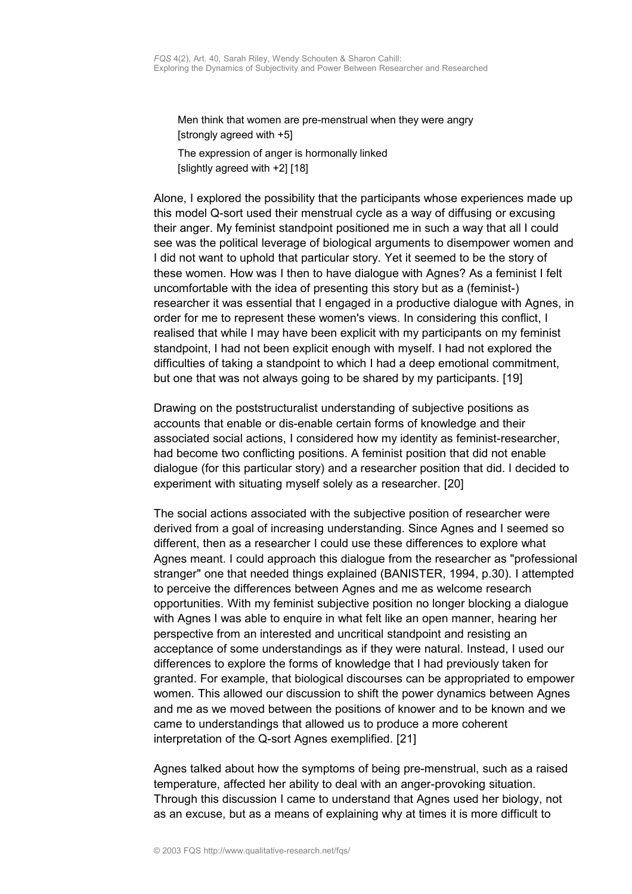> Men think that women are pre-menstrual when they were angry
> [strongly agreed with +5]
>
> The expression of anger is hormonally linked
> [slightly agreed with +2] [18]

Alone, I explored the possibility that the participants whose experiences made up this model Q-sort used their menstrual cycle as a way of diffusing or excusing their anger. My feminist standpoint positioned me in such a way that all I could see was the political leverage of biological arguments to disempower women and I did not want to uphold that particular story. Yet it seemed to be the story of these women. How was I then to have dialogue with Agnes? As a feminist I felt uncomfortable with the idea of presenting this story but as a (feminist-) researcher it was essential that I engaged in a productive dialogue with Agnes, in order for me to represent these women's views. In considering this conflict, I realised that while I may have been explicit with my participants on my feminist standpoint, I had not been explicit enough with myself. I had not explored the difficulties of taking a standpoint to which I had a deep emotional commitment, but one that was not always going to be shared by my participants. [19]

Drawing on the poststructuralist understanding of subjective positions as accounts that enable or dis-enable certain forms of knowledge and their associated social actions, I considered how my identity as feminist-researcher, had become two conflicting positions. A feminist position that did not enable dialogue (for this particular story) and a researcher position that did. I decided to experiment with situating myself solely as a researcher. [20]

The social actions associated with the subjective position of researcher were derived from a goal of increasing understanding. Since Agnes and I seemed so different, then as a researcher I could use these differences to explore what Agnes meant. I could approach this dialogue from the researcher as "professional stranger" one that needed things explained (BANISTER, 1994, p.30). I attempted to perceive the differences between Agnes and me as welcome research opportunities. With my feminist subjective position no longer blocking a dialogue with Agnes I was able to enquire in what felt like an open manner, hearing her perspective from an interested and uncritical standpoint and resisting an acceptance of some understandings as if they were natural. Instead, I used our differences to explore the forms of knowledge that I had previously taken for granted. For example, that biological discourses can be appropriated to empower women. This allowed our discussion to shift the power dynamics between Agnes and me as we moved between the positions of knower and to be known and we came to understandings that allowed us to produce a more coherent interpretation of the Q-sort Agnes exemplified. [21]

Agnes talked about how the symptoms of being pre-menstrual, such as a raised temperature, affected her ability to deal with an anger-provoking situation. Through this discussion I came to understand that Agnes used her biology, not as an excuse, but as a means of explaining why at times it is more difficult to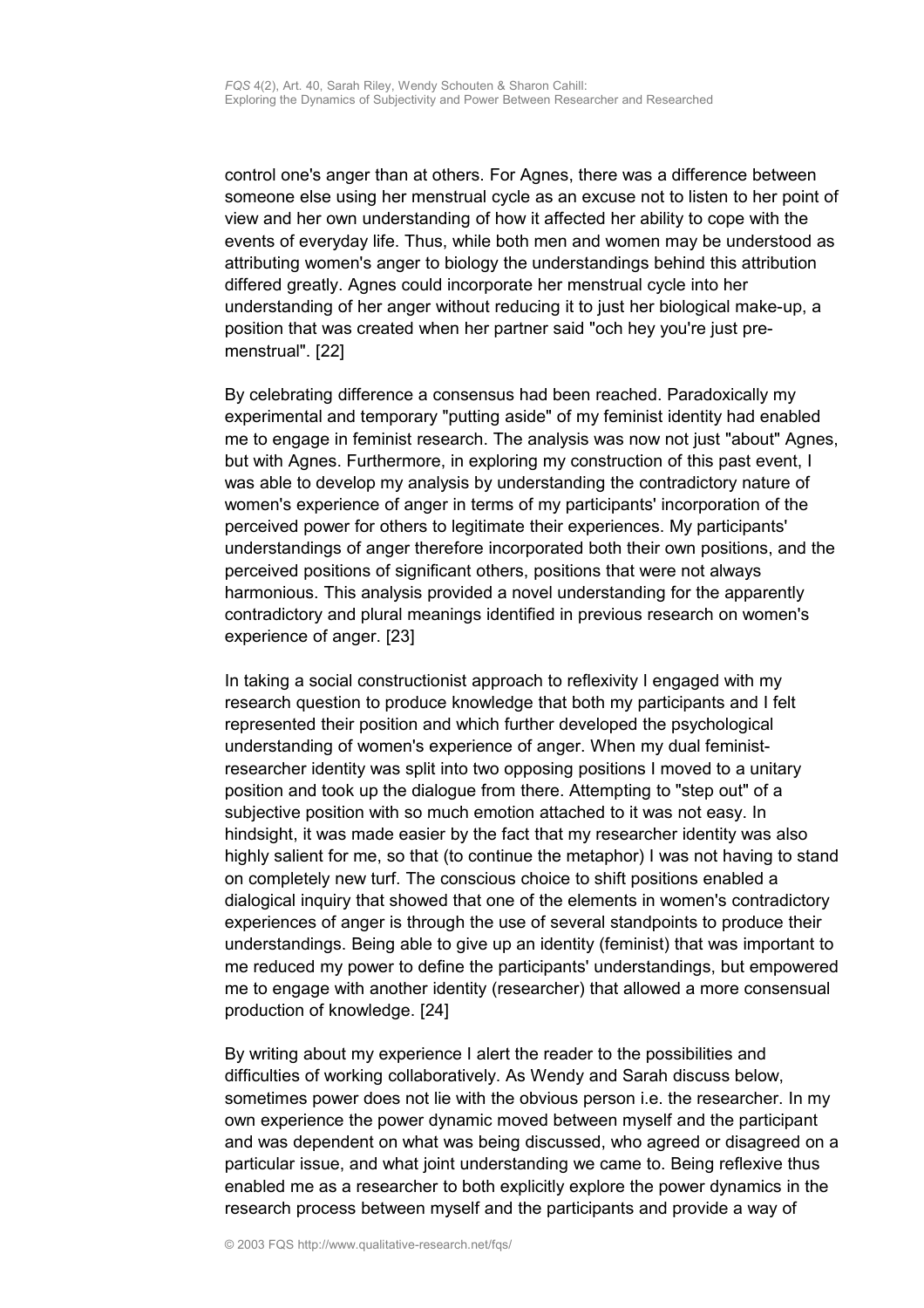control one's anger than at others. For Agnes, there was a difference between someone else using her menstrual cycle as an excuse not to listen to her point of view and her own understanding of how it affected her ability to cope with the events of everyday life. Thus, while both men and women may be understood as attributing women's anger to biology the understandings behind this attribution differed greatly. Agnes could incorporate her menstrual cycle into her understanding of her anger without reducing it to just her biological make-up, a position that was created when her partner said "och hey you're just pre-menstrual". [22]

By celebrating difference a consensus had been reached. Paradoxically my experimental and temporary "putting aside" of my feminist identity had enabled me to engage in feminist research. The analysis was now not just "about" Agnes, but with Agnes. Furthermore, in exploring my construction of this past event, I was able to develop my analysis by understanding the contradictory nature of women's experience of anger in terms of my participants' incorporation of the perceived power for others to legitimate their experiences. My participants' understandings of anger therefore incorporated both their own positions, and the perceived positions of significant others, positions that were not always harmonious. This analysis provided a novel understanding for the apparently contradictory and plural meanings identified in previous research on women's experience of anger. [23]

In taking a social constructionist approach to reflexivity I engaged with my research question to produce knowledge that both my participants and I felt represented their position and which further developed the psychological understanding of women's experience of anger. When my dual feminist-researcher identity was split into two opposing positions I moved to a unitary position and took up the dialogue from there. Attempting to "step out" of a subjective position with so much emotion attached to it was not easy. In hindsight, it was made easier by the fact that my researcher identity was also highly salient for me, so that (to continue the metaphor) I was not having to stand on completely new turf. The conscious choice to shift positions enabled a dialogical inquiry that showed that one of the elements in women's contradictory experiences of anger is through the use of several standpoints to produce their understandings. Being able to give up an identity (feminist) that was important to me reduced my power to define the participants' understandings, but empowered me to engage with another identity (researcher) that allowed a more consensual production of knowledge. [24]

By writing about my experience I alert the reader to the possibilities and difficulties of working collaboratively. As Wendy and Sarah discuss below, sometimes power does not lie with the obvious person i.e. the researcher. In my own experience the power dynamic moved between myself and the participant and was dependent on what was being discussed, who agreed or disagreed on a particular issue, and what joint understanding we came to. Being reflexive thus enabled me as a researcher to both explicitly explore the power dynamics in the research process between myself and the participants and provide a way of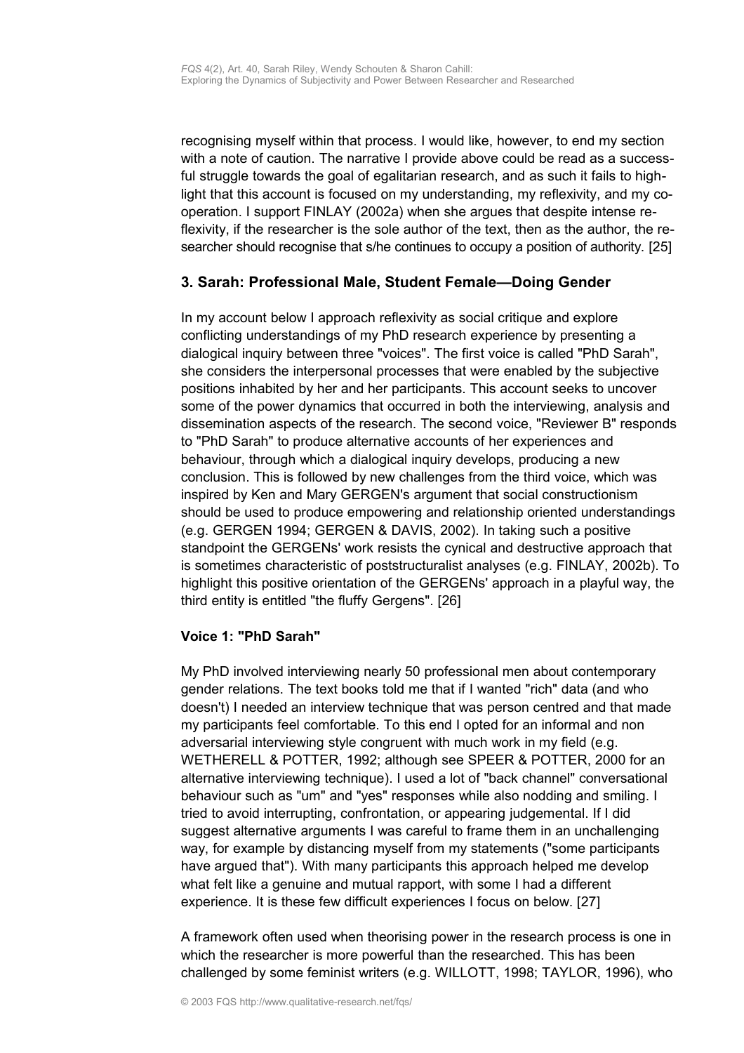recognising myself within that process. I would like, however, to end my section with a note of caution. The narrative I provide above could be read as a successful struggle towards the goal of egalitarian research, and as such it fails to highlight that this account is focused on my understanding, my reflexivity, and my cooperation. I support FINLAY (2002a) when she argues that despite intense reflexivity, if the researcher is the sole author of the text, then as the author, the researcher should recognise that s/he continues to occupy a position of authority. [25]

## 3. Sarah: Professional Male, Student Female—Doing Gender

In my account below I approach reflexivity as social critique and explore conflicting understandings of my PhD research experience by presenting a dialogical inquiry between three "voices". The first voice is called "PhD Sarah", she considers the interpersonal processes that were enabled by the subjective positions inhabited by her and her participants. This account seeks to uncover some of the power dynamics that occurred in both the interviewing, analysis and dissemination aspects of the research. The second voice, "Reviewer B" responds to "PhD Sarah" to produce alternative accounts of her experiences and behaviour, through which a dialogical inquiry develops, producing a new conclusion. This is followed by new challenges from the third voice, which was inspired by Ken and Mary GERGEN's argument that social constructionism should be used to produce empowering and relationship oriented understandings (e.g. GERGEN 1994; GERGEN & DAVIS, 2002). In taking such a positive standpoint the GERGENs' work resists the cynical and destructive approach that is sometimes characteristic of poststructuralist analyses (e.g. FINLAY, 2002b). To highlight this positive orientation of the GERGENs' approach in a playful way, the third entity is entitled "the fluffy Gergens". [26]

### Voice 1: "PhD Sarah"

My PhD involved interviewing nearly 50 professional men about contemporary gender relations. The text books told me that if I wanted "rich" data (and who doesn't) I needed an interview technique that was person centred and that made my participants feel comfortable. To this end I opted for an informal and non adversarial interviewing style congruent with much work in my field (e.g. WETHERELL & POTTER, 1992; although see SPEER & POTTER, 2000 for an alternative interviewing technique). I used a lot of "back channel" conversational behaviour such as "um" and "yes" responses while also nodding and smiling. I tried to avoid interrupting, confrontation, or appearing judgemental. If I did suggest alternative arguments I was careful to frame them in an unchallenging way, for example by distancing myself from my statements ("some participants have argued that"). With many participants this approach helped me develop what felt like a genuine and mutual rapport, with some I had a different experience. It is these few difficult experiences I focus on below. [27]

A framework often used when theorising power in the research process is one in which the researcher is more powerful than the researched. This has been challenged by some feminist writers (e.g. WILLOTT, 1998; TAYLOR, 1996), who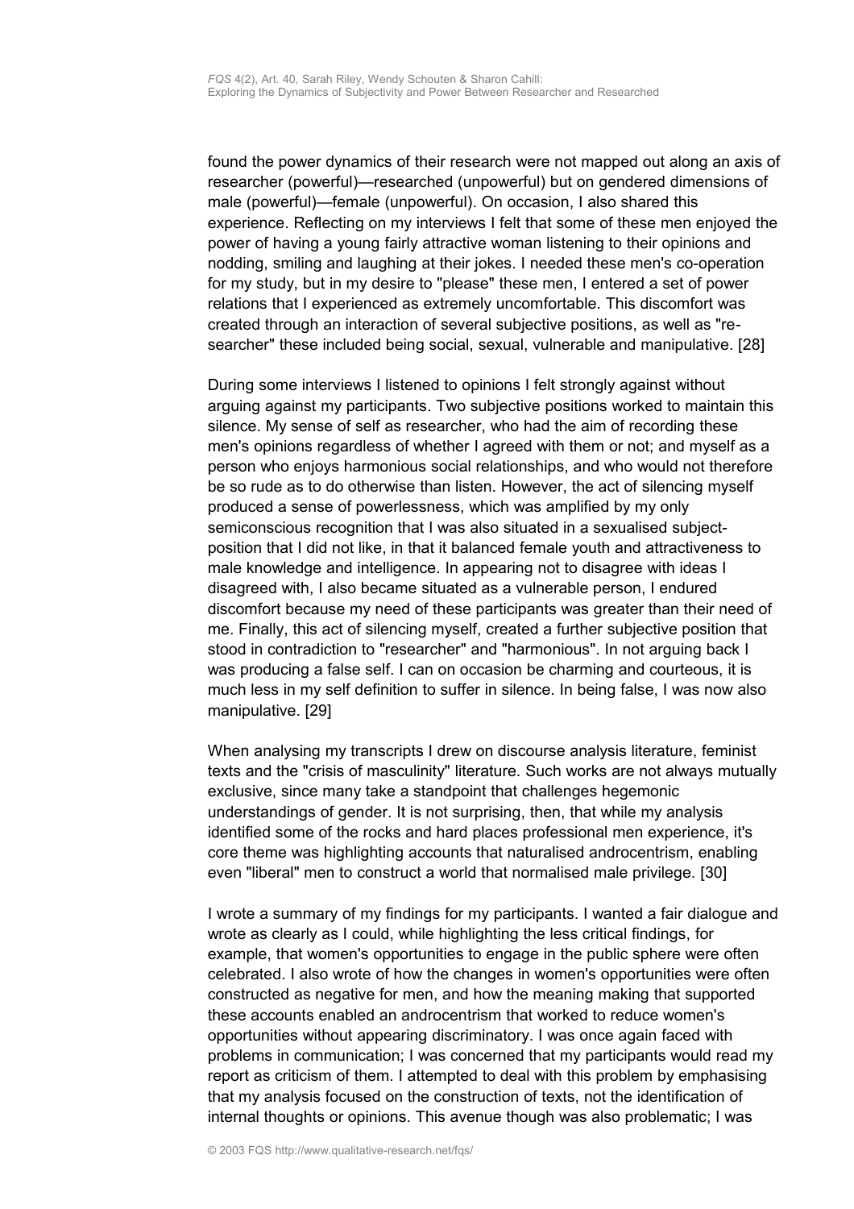found the power dynamics of their research were not mapped out along an axis of researcher (powerful)—researched (unpowerful) but on gendered dimensions of male (powerful)—female (unpowerful). On occasion, I also shared this experience. Reflecting on my interviews I felt that some of these men enjoyed the power of having a young fairly attractive woman listening to their opinions and nodding, smiling and laughing at their jokes. I needed these men's co-operation for my study, but in my desire to "please" these men, I entered a set of power relations that I experienced as extremely uncomfortable. This discomfort was created through an interaction of several subjective positions, as well as "re-searcher" these included being social, sexual, vulnerable and manipulative. [28]

During some interviews I listened to opinions I felt strongly against without arguing against my participants. Two subjective positions worked to maintain this silence. My sense of self as researcher, who had the aim of recording these men's opinions regardless of whether I agreed with them or not; and myself as a person who enjoys harmonious social relationships, and who would not therefore be so rude as to do otherwise than listen. However, the act of silencing myself produced a sense of powerlessness, which was amplified by my only semiconscious recognition that I was also situated in a sexualised subject-position that I did not like, in that it balanced female youth and attractiveness to male knowledge and intelligence. In appearing not to disagree with ideas I disagreed with, I also became situated as a vulnerable person, I endured discomfort because my need of these participants was greater than their need of me. Finally, this act of silencing myself, created a further subjective position that stood in contradiction to "researcher" and "harmonious". In not arguing back I was producing a false self. I can on occasion be charming and courteous, it is much less in my self definition to suffer in silence. In being false, I was now also manipulative. [29]

When analysing my transcripts I drew on discourse analysis literature, feminist texts and the "crisis of masculinity" literature. Such works are not always mutually exclusive, since many take a standpoint that challenges hegemonic understandings of gender. It is not surprising, then, that while my analysis identified some of the rocks and hard places professional men experience, it's core theme was highlighting accounts that naturalised androcentrism, enabling even "liberal" men to construct a world that normalised male privilege. [30]

I wrote a summary of my findings for my participants. I wanted a fair dialogue and wrote as clearly as I could, while highlighting the less critical findings, for example, that women's opportunities to engage in the public sphere were often celebrated. I also wrote of how the changes in women's opportunities were often constructed as negative for men, and how the meaning making that supported these accounts enabled an androcentrism that worked to reduce women's opportunities without appearing discriminatory. I was once again faced with problems in communication; I was concerned that my participants would read my report as criticism of them. I attempted to deal with this problem by emphasising that my analysis focused on the construction of texts, not the identification of internal thoughts or opinions. This avenue though was also problematic; I was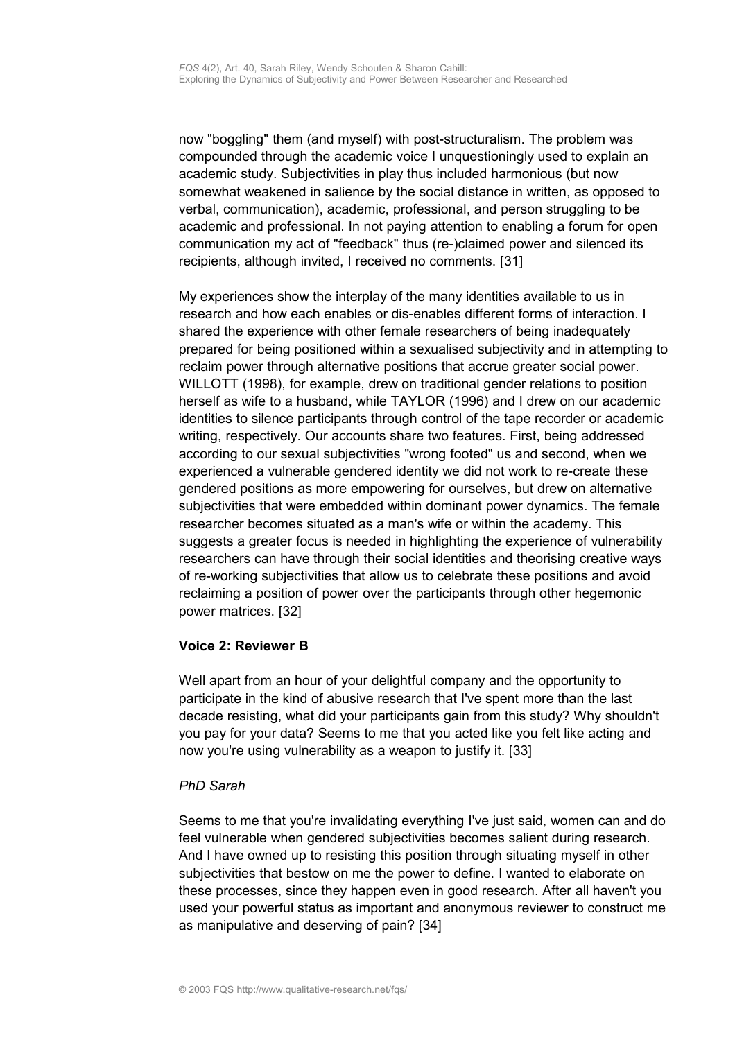now "boggling" them (and myself) with post-structuralism. The problem was compounded through the academic voice I unquestioningly used to explain an academic study. Subjectivities in play thus included harmonious (but now somewhat weakened in salience by the social distance in written, as opposed to verbal, communication), academic, professional, and person struggling to be academic and professional. In not paying attention to enabling a forum for open communication my act of "feedback" thus (re-)claimed power and silenced its recipients, although invited, I received no comments. [31]

My experiences show the interplay of the many identities available to us in research and how each enables or dis-enables different forms of interaction. I shared the experience with other female researchers of being inadequately prepared for being positioned within a sexualised subjectivity and in attempting to reclaim power through alternative positions that accrue greater social power. WILLOTT (1998), for example, drew on traditional gender relations to position herself as wife to a husband, while TAYLOR (1996) and I drew on our academic identities to silence participants through control of the tape recorder or academic writing, respectively. Our accounts share two features. First, being addressed according to our sexual subjectivities "wrong footed" us and second, when we experienced a vulnerable gendered identity we did not work to re-create these gendered positions as more empowering for ourselves, but drew on alternative subjectivities that were embedded within dominant power dynamics. The female researcher becomes situated as a man's wife or within the academy. This suggests a greater focus is needed in highlighting the experience of vulnerability researchers can have through their social identities and theorising creative ways of re-working subjectivities that allow us to celebrate these positions and avoid reclaiming a position of power over the participants through other hegemonic power matrices. [32]

**Voice 2: Reviewer B**

Well apart from an hour of your delightful company and the opportunity to participate in the kind of abusive research that I've spent more than the last decade resisting, what did your participants gain from this study? Why shouldn't you pay for your data? Seems to me that you acted like you felt like acting and now you're using vulnerability as a weapon to justify it. [33]

*PhD Sarah*

Seems to me that you're invalidating everything I've just said, women can and do feel vulnerable when gendered subjectivities becomes salient during research. And I have owned up to resisting this position through situating myself in other subjectivities that bestow on me the power to define. I wanted to elaborate on these processes, since they happen even in good research. After all haven't you used your powerful status as important and anonymous reviewer to construct me as manipulative and deserving of pain? [34]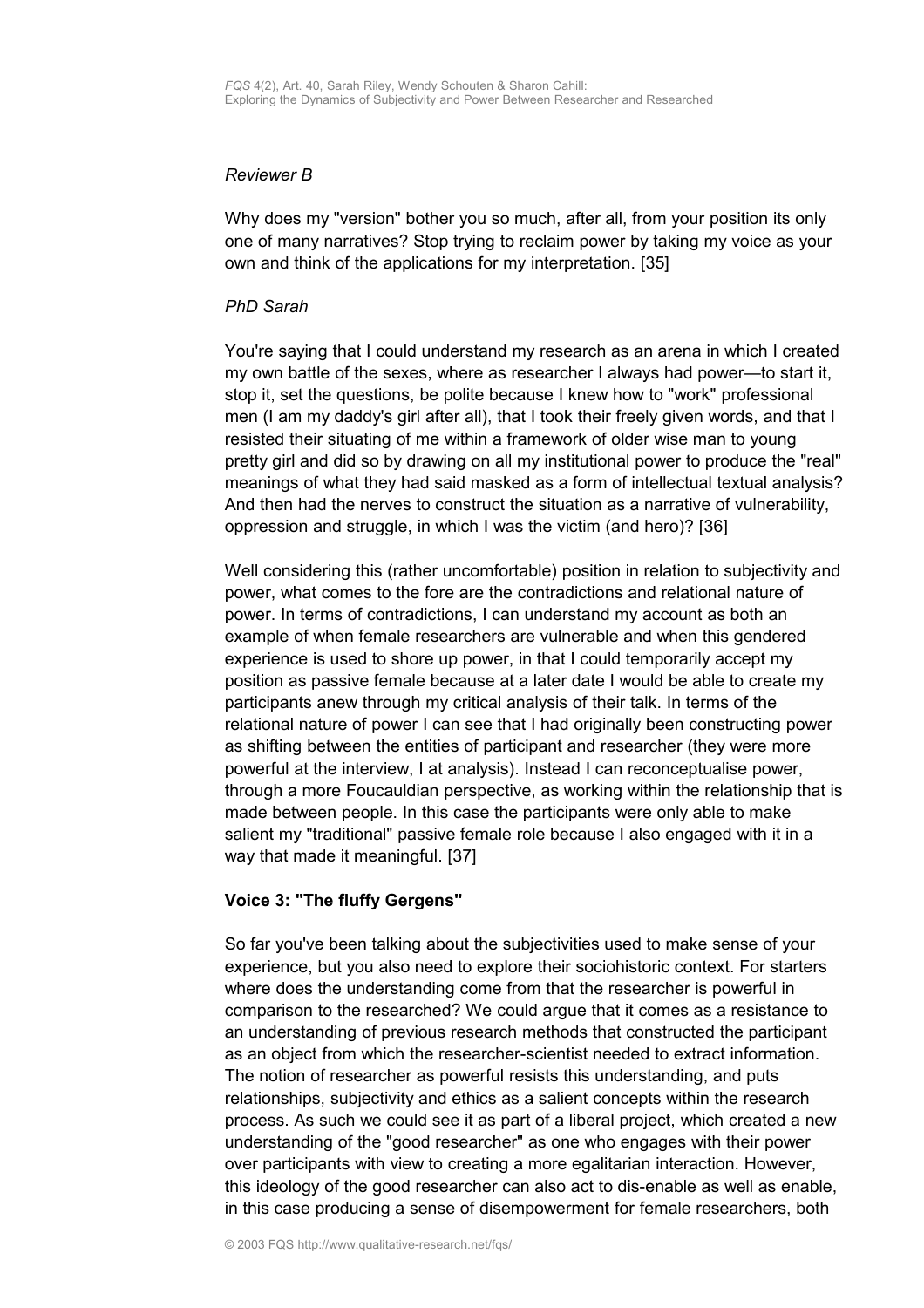*Reviewer B*

Why does my "version" bother you so much, after all, from your position its only one of many narratives? Stop trying to reclaim power by taking my voice as your own and think of the applications for my interpretation. [35]

*PhD Sarah*

You're saying that I could understand my research as an arena in which I created my own battle of the sexes, where as researcher I always had power—to start it, stop it, set the questions, be polite because I knew how to "work" professional men (I am my daddy's girl after all), that I took their freely given words, and that I resisted their situating of me within a framework of older wise man to young pretty girl and did so by drawing on all my institutional power to produce the "real" meanings of what they had said masked as a form of intellectual textual analysis? And then had the nerves to construct the situation as a narrative of vulnerability, oppression and struggle, in which I was the victim (and hero)? [36]

Well considering this (rather uncomfortable) position in relation to subjectivity and power, what comes to the fore are the contradictions and relational nature of power. In terms of contradictions, I can understand my account as both an example of when female researchers are vulnerable and when this gendered experience is used to shore up power, in that I could temporarily accept my position as passive female because at a later date I would be able to create my participants anew through my critical analysis of their talk. In terms of the relational nature of power I can see that I had originally been constructing power as shifting between the entities of participant and researcher (they were more powerful at the interview, I at analysis). Instead I can reconceptualise power, through a more Foucauldian perspective, as working within the relationship that is made between people. In this case the participants were only able to make salient my "traditional" passive female role because I also engaged with it in a way that made it meaningful. [37]

**Voice 3: "The fluffy Gergens"**

So far you've been talking about the subjectivities used to make sense of your experience, but you also need to explore their sociohistoric context. For starters where does the understanding come from that the researcher is powerful in comparison to the researched? We could argue that it comes as a resistance to an understanding of previous research methods that constructed the participant as an object from which the researcher-scientist needed to extract information. The notion of researcher as powerful resists this understanding, and puts relationships, subjectivity and ethics as a salient concepts within the research process. As such we could see it as part of a liberal project, which created a new understanding of the "good researcher" as one who engages with their power over participants with view to creating a more egalitarian interaction. However, this ideology of the good researcher can also act to dis-enable as well as enable, in this case producing a sense of disempowerment for female researchers, both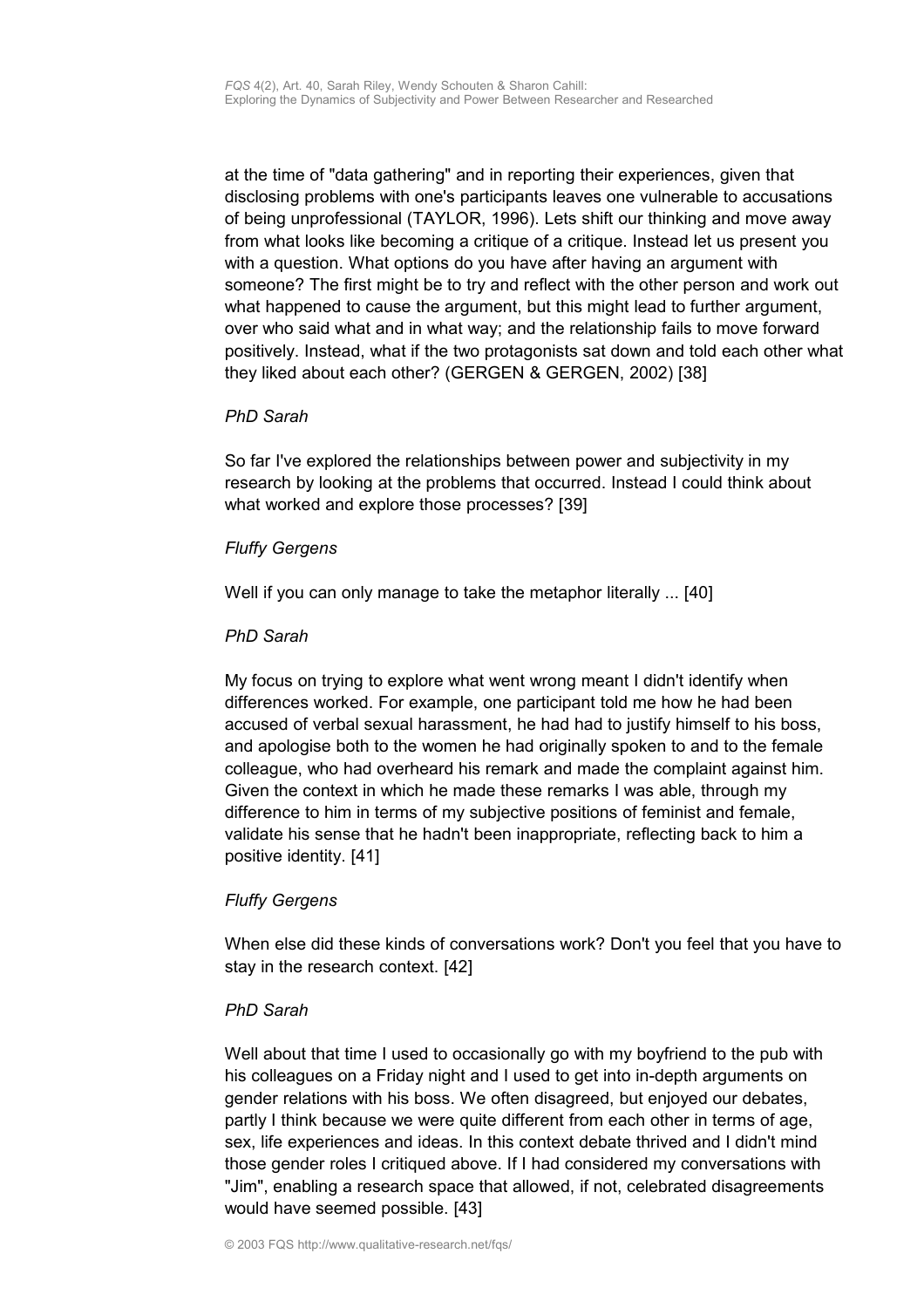at the time of "data gathering" and in reporting their experiences, given that disclosing problems with one's participants leaves one vulnerable to accusations of being unprofessional (TAYLOR, 1996). Lets shift our thinking and move away from what looks like becoming a critique of a critique. Instead let us present you with a question. What options do you have after having an argument with someone? The first might be to try and reflect with the other person and work out what happened to cause the argument, but this might lead to further argument, over who said what and in what way; and the relationship fails to move forward positively. Instead, what if the two protagonists sat down and told each other what they liked about each other? (GERGEN & GERGEN, 2002) [38]

*PhD Sarah*

So far I've explored the relationships between power and subjectivity in my research by looking at the problems that occurred. Instead I could think about what worked and explore those processes? [39]

*Fluffy Gergens*

Well if you can only manage to take the metaphor literally ... [40]

*PhD Sarah*

My focus on trying to explore what went wrong meant I didn't identify when differences worked. For example, one participant told me how he had been accused of verbal sexual harassment, he had had to justify himself to his boss, and apologise both to the women he had originally spoken to and to the female colleague, who had overheard his remark and made the complaint against him. Given the context in which he made these remarks I was able, through my difference to him in terms of my subjective positions of feminist and female, validate his sense that he hadn't been inappropriate, reflecting back to him a positive identity. [41]

*Fluffy Gergens*

When else did these kinds of conversations work? Don't you feel that you have to stay in the research context. [42]

*PhD Sarah*

Well about that time I used to occasionally go with my boyfriend to the pub with his colleagues on a Friday night and I used to get into in-depth arguments on gender relations with his boss. We often disagreed, but enjoyed our debates, partly I think because we were quite different from each other in terms of age, sex, life experiences and ideas. In this context debate thrived and I didn't mind those gender roles I critiqued above. If I had considered my conversations with "Jim", enabling a research space that allowed, if not, celebrated disagreements would have seemed possible. [43]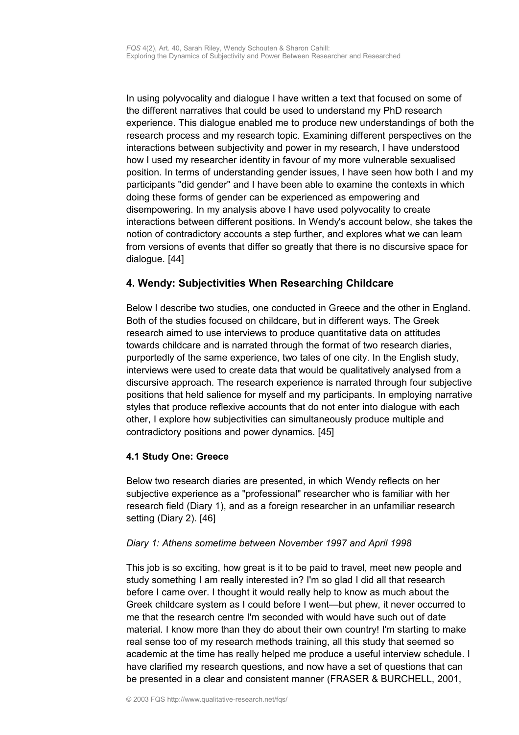In using polyvocality and dialogue I have written a text that focused on some of the different narratives that could be used to understand my PhD research experience. This dialogue enabled me to produce new understandings of both the research process and my research topic. Examining different perspectives on the interactions between subjectivity and power in my research, I have understood how I used my researcher identity in favour of my more vulnerable sexualised position. In terms of understanding gender issues, I have seen how both I and my participants "did gender" and I have been able to examine the contexts in which doing these forms of gender can be experienced as empowering and disempowering. In my analysis above I have used polyvocality to create interactions between different positions. In Wendy's account below, she takes the notion of contradictory accounts a step further, and explores what we can learn from versions of events that differ so greatly that there is no discursive space for dialogue. [44]

## 4. Wendy: Subjectivities When Researching Childcare

Below I describe two studies, one conducted in Greece and the other in England. Both of the studies focused on childcare, but in different ways. The Greek research aimed to use interviews to produce quantitative data on attitudes towards childcare and is narrated through the format of two research diaries, purportedly of the same experience, two tales of one city. In the English study, interviews were used to create data that would be qualitatively analysed from a discursive approach. The research experience is narrated through four subjective positions that held salience for myself and my participants. In employing narrative styles that produce reflexive accounts that do not enter into dialogue with each other, I explore how subjectivities can simultaneously produce multiple and contradictory positions and power dynamics. [45]

### 4.1 Study One: Greece

Below two research diaries are presented, in which Wendy reflects on her subjective experience as a "professional" researcher who is familiar with her research field (Diary 1), and as a foreign researcher in an unfamiliar research setting (Diary 2). [46]

*Diary 1: Athens sometime between November 1997 and April 1998*

This job is so exciting, how great is it to be paid to travel, meet new people and study something I am really interested in? I'm so glad I did all that research before I came over. I thought it would really help to know as much about the Greek childcare system as I could before I went—but phew, it never occurred to me that the research centre I'm seconded with would have such out of date material. I know more than they do about their own country! I'm starting to make real sense too of my research methods training, all this study that seemed so academic at the time has really helped me produce a useful interview schedule. I have clarified my research questions, and now have a set of questions that can be presented in a clear and consistent manner (FRASER & BURCHELL, 2001,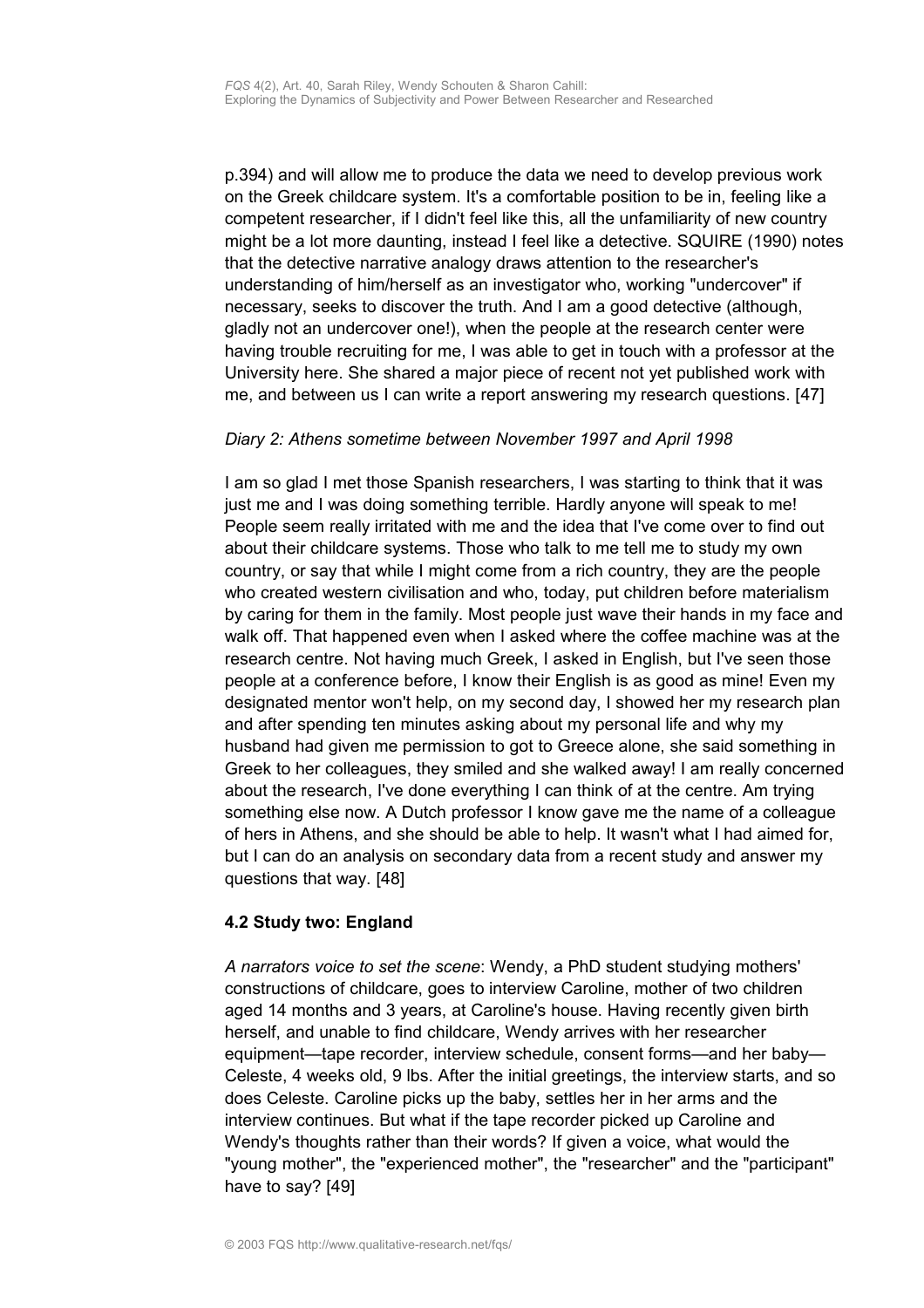p.394) and will allow me to produce the data we need to develop previous work on the Greek childcare system. It's a comfortable position to be in, feeling like a competent researcher, if I didn't feel like this, all the unfamiliarity of new country might be a lot more daunting, instead I feel like a detective. SQUIRE (1990) notes that the detective narrative analogy draws attention to the researcher's understanding of him/herself as an investigator who, working "undercover" if necessary, seeks to discover the truth. And I am a good detective (although, gladly not an undercover one!), when the people at the research center were having trouble recruiting for me, I was able to get in touch with a professor at the University here. She shared a major piece of recent not yet published work with me, and between us I can write a report answering my research questions. [47]

*Diary 2: Athens sometime between November 1997 and April 1998*

I am so glad I met those Spanish researchers, I was starting to think that it was just me and I was doing something terrible. Hardly anyone will speak to me! People seem really irritated with me and the idea that I've come over to find out about their childcare systems. Those who talk to me tell me to study my own country, or say that while I might come from a rich country, they are the people who created western civilisation and who, today, put children before materialism by caring for them in the family. Most people just wave their hands in my face and walk off. That happened even when I asked where the coffee machine was at the research centre. Not having much Greek, I asked in English, but I've seen those people at a conference before, I know their English is as good as mine! Even my designated mentor won't help, on my second day, I showed her my research plan and after spending ten minutes asking about my personal life and why my husband had given me permission to got to Greece alone, she said something in Greek to her colleagues, they smiled and she walked away! I am really concerned about the research, I've done everything I can think of at the centre. Am trying something else now. A Dutch professor I know gave me the name of a colleague of hers in Athens, and she should be able to help. It wasn't what I had aimed for, but I can do an analysis on secondary data from a recent study and answer my questions that way. [48]

### 4.2 Study two: England

*A narrators voice to set the scene*: Wendy, a PhD student studying mothers' constructions of childcare, goes to interview Caroline, mother of two children aged 14 months and 3 years, at Caroline's house. Having recently given birth herself, and unable to find childcare, Wendy arrives with her researcher equipment—tape recorder, interview schedule, consent forms—and her baby—Celeste, 4 weeks old, 9 lbs. After the initial greetings, the interview starts, and so does Celeste. Caroline picks up the baby, settles her in her arms and the interview continues. But what if the tape recorder picked up Caroline and Wendy's thoughts rather than their words? If given a voice, what would the "young mother", the "experienced mother", the "researcher" and the "participant" have to say? [49]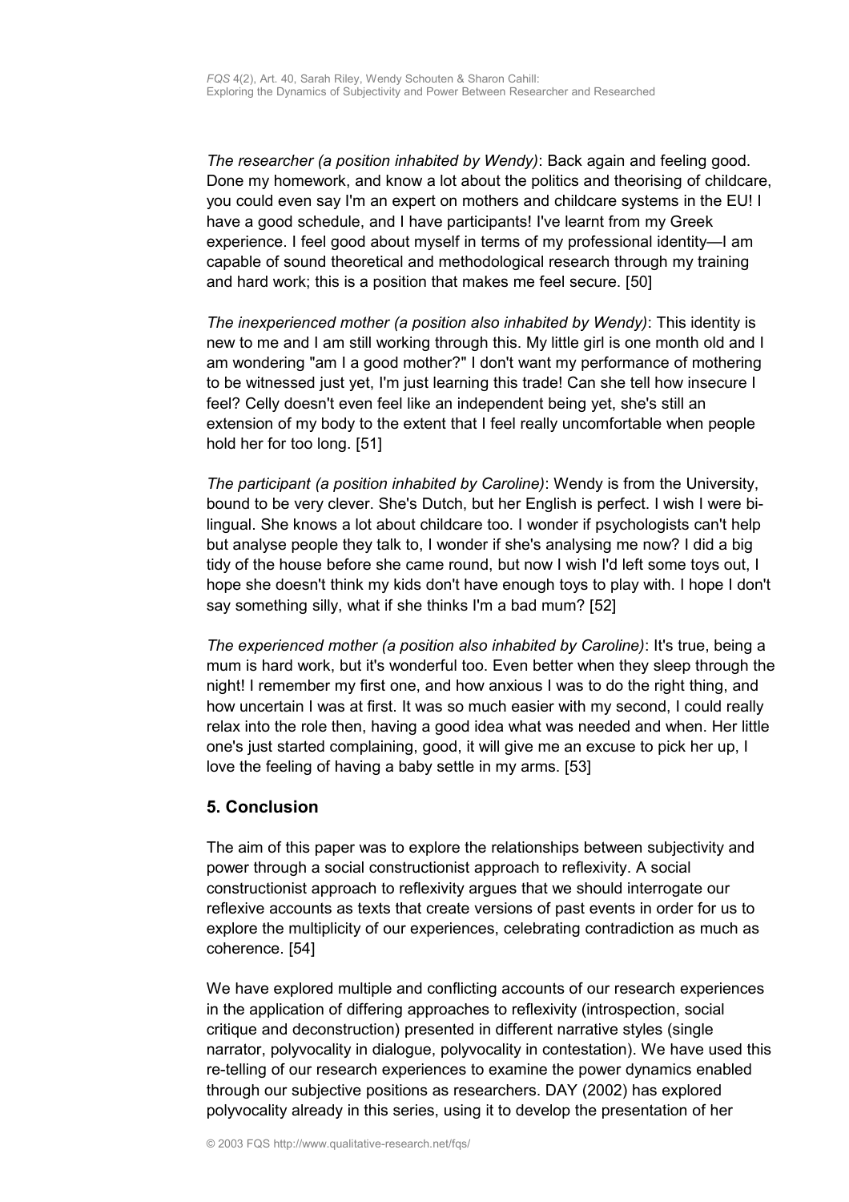*The researcher (a position inhabited by Wendy)*: Back again and feeling good. Done my homework, and know a lot about the politics and theorising of childcare, you could even say I'm an expert on mothers and childcare systems in the EU! I have a good schedule, and I have participants! I've learnt from my Greek experience. I feel good about myself in terms of my professional identity—I am capable of sound theoretical and methodological research through my training and hard work; this is a position that makes me feel secure. [50]

*The inexperienced mother (a position also inhabited by Wendy)*: This identity is new to me and I am still working through this. My little girl is one month old and I am wondering "am I a good mother?" I don't want my performance of mothering to be witnessed just yet, I'm just learning this trade! Can she tell how insecure I feel? Celly doesn't even feel like an independent being yet, she's still an extension of my body to the extent that I feel really uncomfortable when people hold her for too long. [51]

*The participant (a position inhabited by Caroline)*: Wendy is from the University, bound to be very clever. She's Dutch, but her English is perfect. I wish I were bi-lingual. She knows a lot about childcare too. I wonder if psychologists can't help but analyse people they talk to, I wonder if she's analysing me now? I did a big tidy of the house before she came round, but now I wish I'd left some toys out, I hope she doesn't think my kids don't have enough toys to play with. I hope I don't say something silly, what if she thinks I'm a bad mum? [52]

*The experienced mother (a position also inhabited by Caroline)*: It's true, being a mum is hard work, but it's wonderful too. Even better when they sleep through the night! I remember my first one, and how anxious I was to do the right thing, and how uncertain I was at first. It was so much easier with my second, I could really relax into the role then, having a good idea what was needed and when. Her little one's just started complaining, good, it will give me an excuse to pick her up, I love the feeling of having a baby settle in my arms. [53]

## 5. Conclusion

The aim of this paper was to explore the relationships between subjectivity and power through a social constructionist approach to reflexivity. A social constructionist approach to reflexivity argues that we should interrogate our reflexive accounts as texts that create versions of past events in order for us to explore the multiplicity of our experiences, celebrating contradiction as much as coherence. [54]

We have explored multiple and conflicting accounts of our research experiences in the application of differing approaches to reflexivity (introspection, social critique and deconstruction) presented in different narrative styles (single narrator, polyvocality in dialogue, polyvocality in contestation). We have used this re-telling of our research experiences to examine the power dynamics enabled through our subjective positions as researchers. DAY (2002) has explored polyvocality already in this series, using it to develop the presentation of her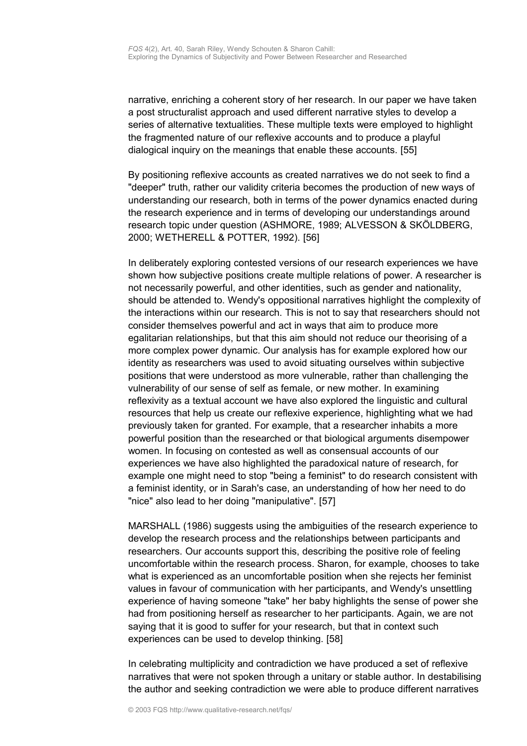narrative, enriching a coherent story of her research. In our paper we have taken a post structuralist approach and used different narrative styles to develop a series of alternative textualities. These multiple texts were employed to highlight the fragmented nature of our reflexive accounts and to produce a playful dialogical inquiry on the meanings that enable these accounts. [55]

By positioning reflexive accounts as created narratives we do not seek to find a "deeper" truth, rather our validity criteria becomes the production of new ways of understanding our research, both in terms of the power dynamics enacted during the research experience and in terms of developing our understandings around research topic under question (ASHMORE, 1989; ALVESSON & SKÖLDBERG, 2000; WETHERELL & POTTER, 1992). [56]

In deliberately exploring contested versions of our research experiences we have shown how subjective positions create multiple relations of power. A researcher is not necessarily powerful, and other identities, such as gender and nationality, should be attended to. Wendy's oppositional narratives highlight the complexity of the interactions within our research. This is not to say that researchers should not consider themselves powerful and act in ways that aim to produce more egalitarian relationships, but that this aim should not reduce our theorising of a more complex power dynamic. Our analysis has for example explored how our identity as researchers was used to avoid situating ourselves within subjective positions that were understood as more vulnerable, rather than challenging the vulnerability of our sense of self as female, or new mother. In examining reflexivity as a textual account we have also explored the linguistic and cultural resources that help us create our reflexive experience, highlighting what we had previously taken for granted. For example, that a researcher inhabits a more powerful position than the researched or that biological arguments disempower women. In focusing on contested as well as consensual accounts of our experiences we have also highlighted the paradoxical nature of research, for example one might need to stop "being a feminist" to do research consistent with a feminist identity, or in Sarah's case, an understanding of how her need to do "nice" also lead to her doing "manipulative". [57]

MARSHALL (1986) suggests using the ambiguities of the research experience to develop the research process and the relationships between participants and researchers. Our accounts support this, describing the positive role of feeling uncomfortable within the research process. Sharon, for example, chooses to take what is experienced as an uncomfortable position when she rejects her feminist values in favour of communication with her participants, and Wendy's unsettling experience of having someone "take" her baby highlights the sense of power she had from positioning herself as researcher to her participants. Again, we are not saying that it is good to suffer for your research, but that in context such experiences can be used to develop thinking. [58]

In celebrating multiplicity and contradiction we have produced a set of reflexive narratives that were not spoken through a unitary or stable author. In destabilising the author and seeking contradiction we were able to produce different narratives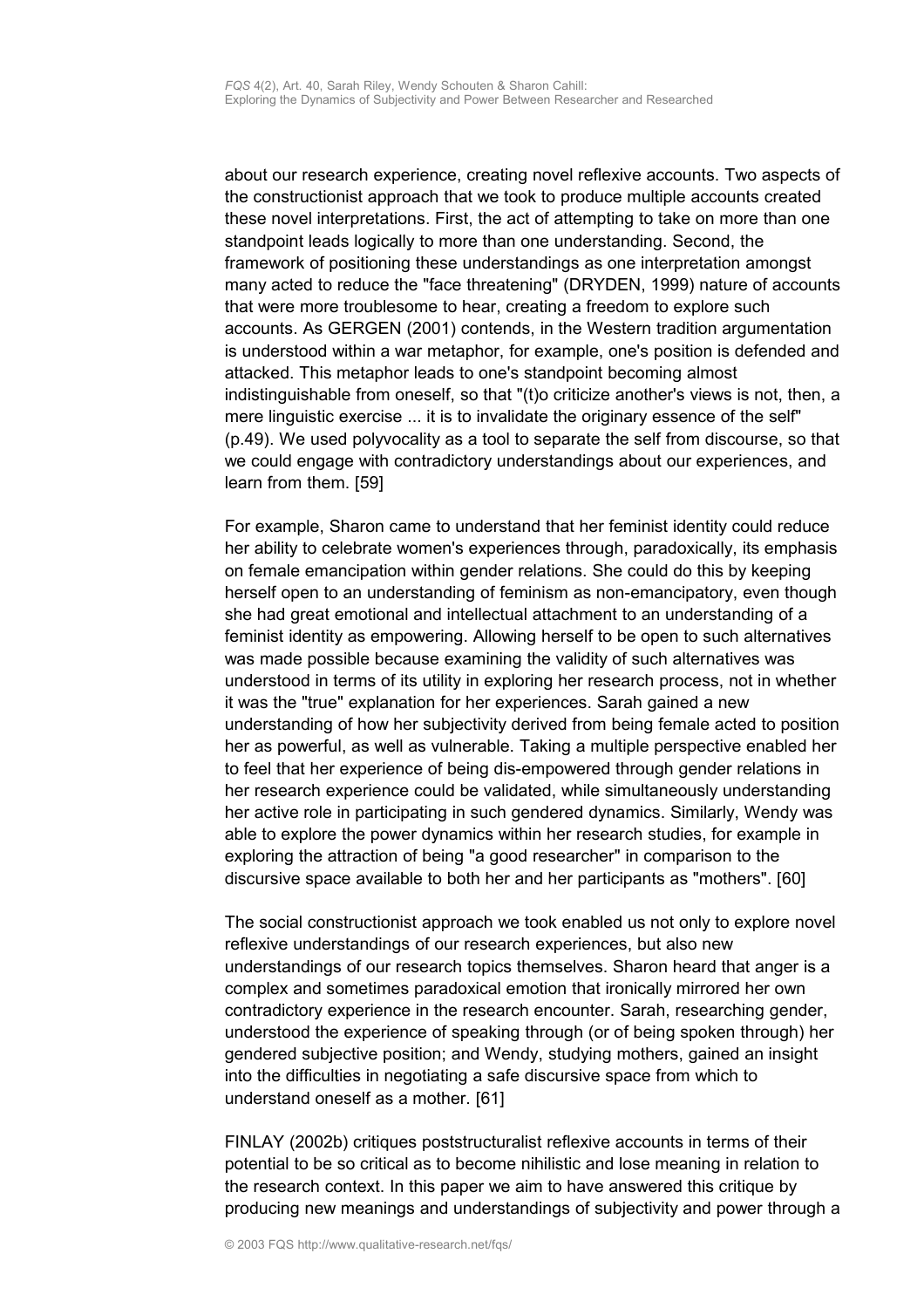about our research experience, creating novel reflexive accounts. Two aspects of the constructionist approach that we took to produce multiple accounts created these novel interpretations. First, the act of attempting to take on more than one standpoint leads logically to more than one understanding. Second, the framework of positioning these understandings as one interpretation amongst many acted to reduce the "face threatening" (DRYDEN, 1999) nature of accounts that were more troublesome to hear, creating a freedom to explore such accounts. As GERGEN (2001) contends, in the Western tradition argumentation is understood within a war metaphor, for example, one's position is defended and attacked. This metaphor leads to one's standpoint becoming almost indistinguishable from oneself, so that "(t)o criticize another's views is not, then, a mere linguistic exercise ... it is to invalidate the originary essence of the self" (p.49). We used polyvocality as a tool to separate the self from discourse, so that we could engage with contradictory understandings about our experiences, and learn from them. [59]

For example, Sharon came to understand that her feminist identity could reduce her ability to celebrate women's experiences through, paradoxically, its emphasis on female emancipation within gender relations. She could do this by keeping herself open to an understanding of feminism as non-emancipatory, even though she had great emotional and intellectual attachment to an understanding of a feminist identity as empowering. Allowing herself to be open to such alternatives was made possible because examining the validity of such alternatives was understood in terms of its utility in exploring her research process, not in whether it was the "true" explanation for her experiences. Sarah gained a new understanding of how her subjectivity derived from being female acted to position her as powerful, as well as vulnerable. Taking a multiple perspective enabled her to feel that her experience of being dis-empowered through gender relations in her research experience could be validated, while simultaneously understanding her active role in participating in such gendered dynamics. Similarly, Wendy was able to explore the power dynamics within her research studies, for example in exploring the attraction of being "a good researcher" in comparison to the discursive space available to both her and her participants as "mothers". [60]

The social constructionist approach we took enabled us not only to explore novel reflexive understandings of our research experiences, but also new understandings of our research topics themselves. Sharon heard that anger is a complex and sometimes paradoxical emotion that ironically mirrored her own contradictory experience in the research encounter. Sarah, researching gender, understood the experience of speaking through (or of being spoken through) her gendered subjective position; and Wendy, studying mothers, gained an insight into the difficulties in negotiating a safe discursive space from which to understand oneself as a mother. [61]

FINLAY (2002b) critiques poststructuralist reflexive accounts in terms of their potential to be so critical as to become nihilistic and lose meaning in relation to the research context. In this paper we aim to have answered this critique by producing new meanings and understandings of subjectivity and power through a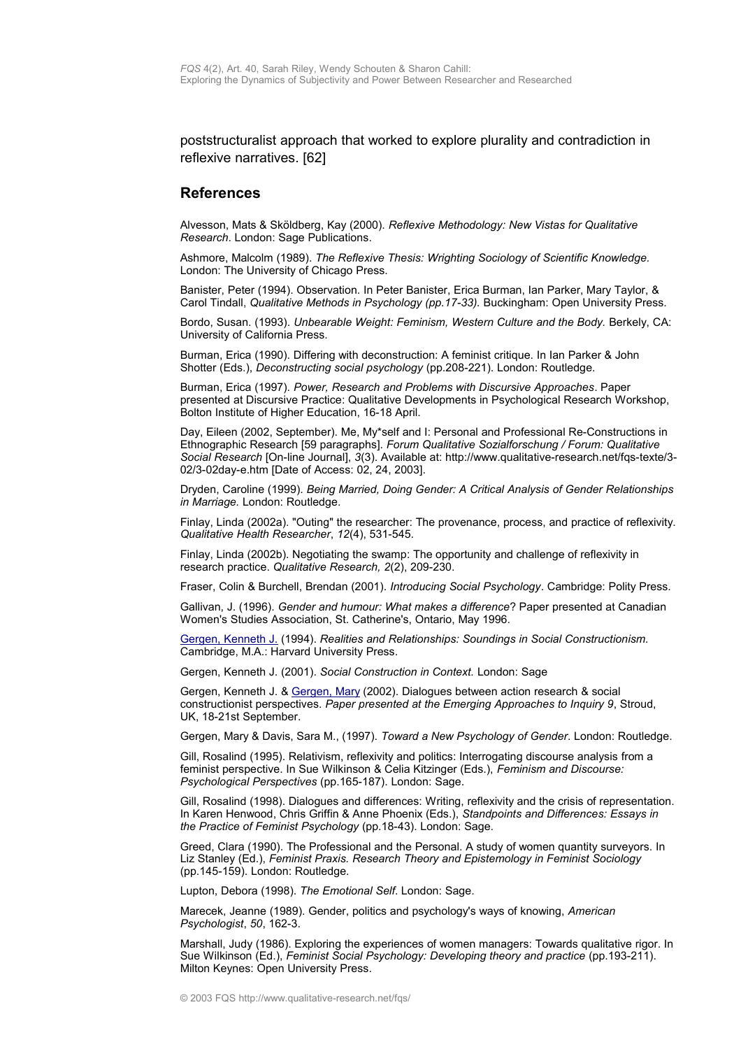poststructuralist approach that worked to explore plurality and contradiction in reflexive narratives. [62]

## References

Alvesson, Mats & Sköldberg, Kay (2000). *Reflexive Methodology: New Vistas for Qualitative Research*. London: Sage Publications.

Ashmore, Malcolm (1989). *The Reflexive Thesis: Wrighting Sociology of Scientific Knowledge.* London: The University of Chicago Press.

Banister, Peter (1994). Observation. In Peter Banister, Erica Burman, Ian Parker, Mary Taylor, & Carol Tindall, *Qualitative Methods in Psychology (pp.17-33).* Buckingham: Open University Press.

Bordo, Susan. (1993). *Unbearable Weight: Feminism, Western Culture and the Body.* Berkely, CA: University of California Press.

Burman, Erica (1990). Differing with deconstruction: A feminist critique. In Ian Parker & John Shotter (Eds.), *Deconstructing social psychology* (pp.208-221). London: Routledge.

Burman, Erica (1997). *Power, Research and Problems with Discursive Approaches*. Paper presented at Discursive Practice: Qualitative Developments in Psychological Research Workshop, Bolton Institute of Higher Education, 16-18 April.

Day, Eileen (2002, September). Me, My*self and I: Personal and Professional Re-Constructions in Ethnographic Research [59 paragraphs]. *Forum Qualitative Sozialforschung / Forum: Qualitative Social Research* [On-line Journal], *3*(3). Available at: http://www.qualitative-research.net/fqs-texte/3-02/3-02day-e.htm [Date of Access: 02, 24, 2003].

Dryden, Caroline (1999). *Being Married, Doing Gender: A Critical Analysis of Gender Relationships in Marriage.* London: Routledge.

Finlay, Linda (2002a). "Outing" the researcher: The provenance, process, and practice of reflexivity. *Qualitative Health Researcher*, *12*(4), 531-545.

Finlay, Linda (2002b). Negotiating the swamp: The opportunity and challenge of reflexivity in research practice. *Qualitative Research, 2*(2), 209-230.

Fraser, Colin & Burchell, Brendan (2001). *Introducing Social Psychology*. Cambridge: Polity Press.

Gallivan, J. (1996). *Gender and humour: What makes a difference*? Paper presented at Canadian Women's Studies Association, St. Catherine's, Ontario, May 1996.

Gergen, Kenneth J. (1994). *Realities and Relationships: Soundings in Social Constructionism.* Cambridge, M.A.: Harvard University Press.

Gergen, Kenneth J. (2001). *Social Construction in Context.* London: Sage

Gergen, Kenneth J. & Gergen, Mary (2002). Dialogues between action research & social constructionist perspectives. *Paper presented at the Emerging Approaches to Inquiry 9*, Stroud, UK, 18-21st September.

Gergen, Mary & Davis, Sara M., (1997). *Toward a New Psychology of Gender*. London: Routledge.

Gill, Rosalind (1995). Relativism, reflexivity and politics: Interrogating discourse analysis from a feminist perspective. In Sue Wilkinson & Celia Kitzinger (Eds.), *Feminism and Discourse: Psychological Perspectives* (pp.165-187). London: Sage.

Gill, Rosalind (1998). Dialogues and differences: Writing, reflexivity and the crisis of representation. In Karen Henwood, Chris Griffin & Anne Phoenix (Eds.), *Standpoints and Differences: Essays in the Practice of Feminist Psychology* (pp.18-43). London: Sage.

Greed, Clara (1990). The Professional and the Personal. A study of women quantity surveyors. In Liz Stanley (Ed.), *Feminist Praxis. Research Theory and Epistemology in Feminist Sociology* (pp.145-159). London: Routledge.

Lupton, Debora (1998). *The Emotional Self*. London: Sage.

Marecek, Jeanne (1989). Gender, politics and psychology's ways of knowing, *American Psychologist*, *50*, 162-3.

Marshall, Judy (1986). Exploring the experiences of women managers: Towards qualitative rigor. In Sue Wilkinson (Ed.), *Feminist Social Psychology: Developing theory and practice* (pp.193-211). Milton Keynes: Open University Press.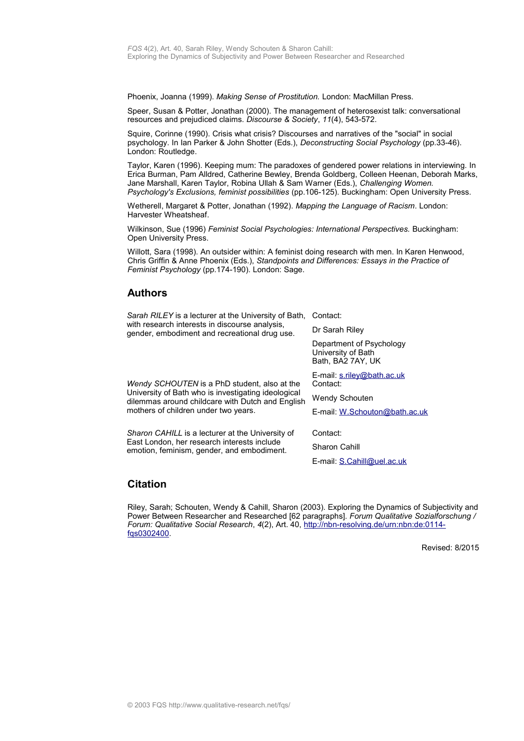Phoenix, Joanna (1999). *Making Sense of Prostitution.* London: MacMillan Press.

Speer, Susan & Potter, Jonathan (2000). The management of heterosexist talk: conversational resources and prejudiced claims. *Discourse & Society*, *11*(4), 543-572.

Squire, Corinne (1990). Crisis what crisis? Discourses and narratives of the "social" in social psychology. In Ian Parker & John Shotter (Eds.), *Deconstructing Social Psychology* (pp.33-46). London: Routledge.

Taylor, Karen (1996). Keeping mum: The paradoxes of gendered power relations in interviewing. In Erica Burman, Pam Alldred, Catherine Bewley, Brenda Goldberg, Colleen Heenan, Deborah Marks, Jane Marshall, Karen Taylor, Robina Ullah & Sam Warner (Eds.), *Challenging Women. Psychology's Exclusions, feminist possibilities* (pp.106-125). Buckingham: Open University Press.

Wetherell, Margaret & Potter, Jonathan (1992). *Mapping the Language of Racism*. London: Harvester Wheatsheaf.

Wilkinson, Sue (1996) *Feminist Social Psychologies: International Perspectives.* Buckingham: Open University Press.

Willott, Sara (1998). An outsider within: A feminist doing research with men. In Karen Henwood, Chris Griffin & Anne Phoenix (Eds.), *Standpoints and Differences: Essays in the Practice of Feminist Psychology* (pp.174-190). London: Sage.

## Authors

*Sarah RILEY* is a lecturer at the University of Bath, with research interests in discourse analysis, gender, embodiment and recreational drug use.

Contact:

Dr Sarah Riley

Department of Psychology
University of Bath
Bath, BA2 7AY, UK

E-mail: s.riley@bath.ac.uk

*Wendy SCHOUTEN* is a PhD student, also at the University of Bath who is investigating ideological dilemmas around childcare with Dutch and English mothers of children under two years.

Contact:

Wendy Schouten

E-mail: W.Schouton@bath.ac.uk

*Sharon CAHILL* is a lecturer at the University of East London, her research interests include emotion, feminism, gender, and embodiment.

Contact:

Sharon Cahill

E-mail: S.Cahill@uel.ac.uk

## Citation

Riley, Sarah; Schouten, Wendy & Cahill, Sharon (2003). Exploring the Dynamics of Subjectivity and Power Between Researcher and Researched [62 paragraphs]. *Forum Qualitative Sozialforschung / Forum: Qualitative Social Research*, *4*(2), Art. 40, http://nbn-resolving.de/urn:nbn:de:0114-fqs0302400.

Revised: 8/2015